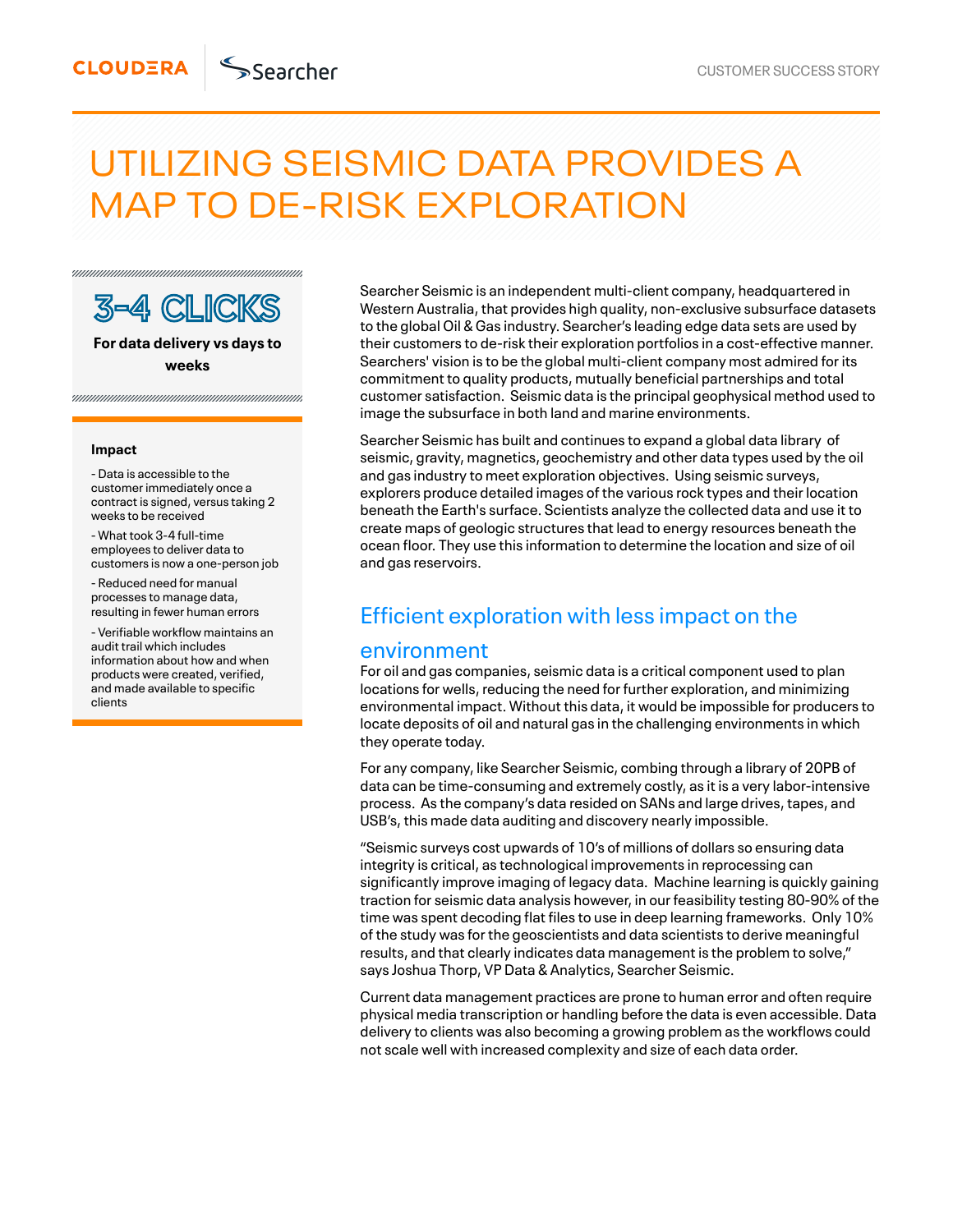CLOUDERA | Searcher

CUSTOMER SUCCESS STORY

# UTILIZING SEISMIC DATA PROVIDES A MAP TO DE-RISK EXPLORATION

**3-4 CLICKS**

**For data delivery vs days to weeks**

**Impact**

- Data is accessible to the customer immediately once a contract is signed, versus taking 2 weeks to be received
- What took 3-4 full-time employees to deliver data to customers is now a one-person job
- Reduced need for manual processes to manage data, resulting in fewer human errors
- Verifiable workflow maintains an audit trail which includes information about how and when products were created, verified, and made available to specific clients

Searcher Seismic is an independent multi-client company, headquartered in Western Australia, that provides high quality, non-exclusive subsurface datasets to the global Oil & Gas industry. Searcher's leading edge data sets are used by their customers to de-risk their exploration portfolios in a cost-effective manner. Searchers' vision is to be the global multi-client company most admired for its commitment to quality products, mutually beneficial partnerships and total customer satisfaction. Seismic data is the principal geophysical method used to image the subsurface in both land and marine environments.

Searcher Seismic has built and continues to expand a global data library of seismic, gravity, magnetics, geochemistry and other data types used by the oil and gas industry to meet exploration objectives. Using seismic surveys, explorers produce detailed images of the various rock types and their location beneath the Earth's surface. Scientists analyze the collected data and use it to create maps of geologic structures that lead to energy resources beneath the ocean floor. They use this information to determine the location and size of oil and gas reservoirs.

## Efficient exploration with less impact on the environment

For oil and gas companies, seismic data is a critical component used to plan locations for wells, reducing the need for further exploration, and minimizing environmental impact. Without this data, it would be impossible for producers to locate deposits of oil and natural gas in the challenging environments in which they operate today.

For any company, like Searcher Seismic, combing through a library of 20PB of data can be time-consuming and extremely costly, as it is a very labor-intensive process. As the company's data resided on SANs and large drives, tapes, and USB's, this made data auditing and discovery nearly impossible.

"Seismic surveys cost upwards of 10's of millions of dollars so ensuring data integrity is critical, as technological improvements in reprocessing can significantly improve imaging of legacy data. Machine learning is quickly gaining traction for seismic data analysis however, in our feasibility testing 80-90% of the time was spent decoding flat files to use in deep learning frameworks. Only 10% of the study was for the geoscientists and data scientists to derive meaningful results, and that clearly indicates data management is the problem to solve," says Joshua Thorp, VP Data & Analytics, Searcher Seismic.

Current data management practices are prone to human error and often require physical media transcription or handling before the data is even accessible. Data delivery to clients was also becoming a growing problem as the workflows could not scale well with increased complexity and size of each data order.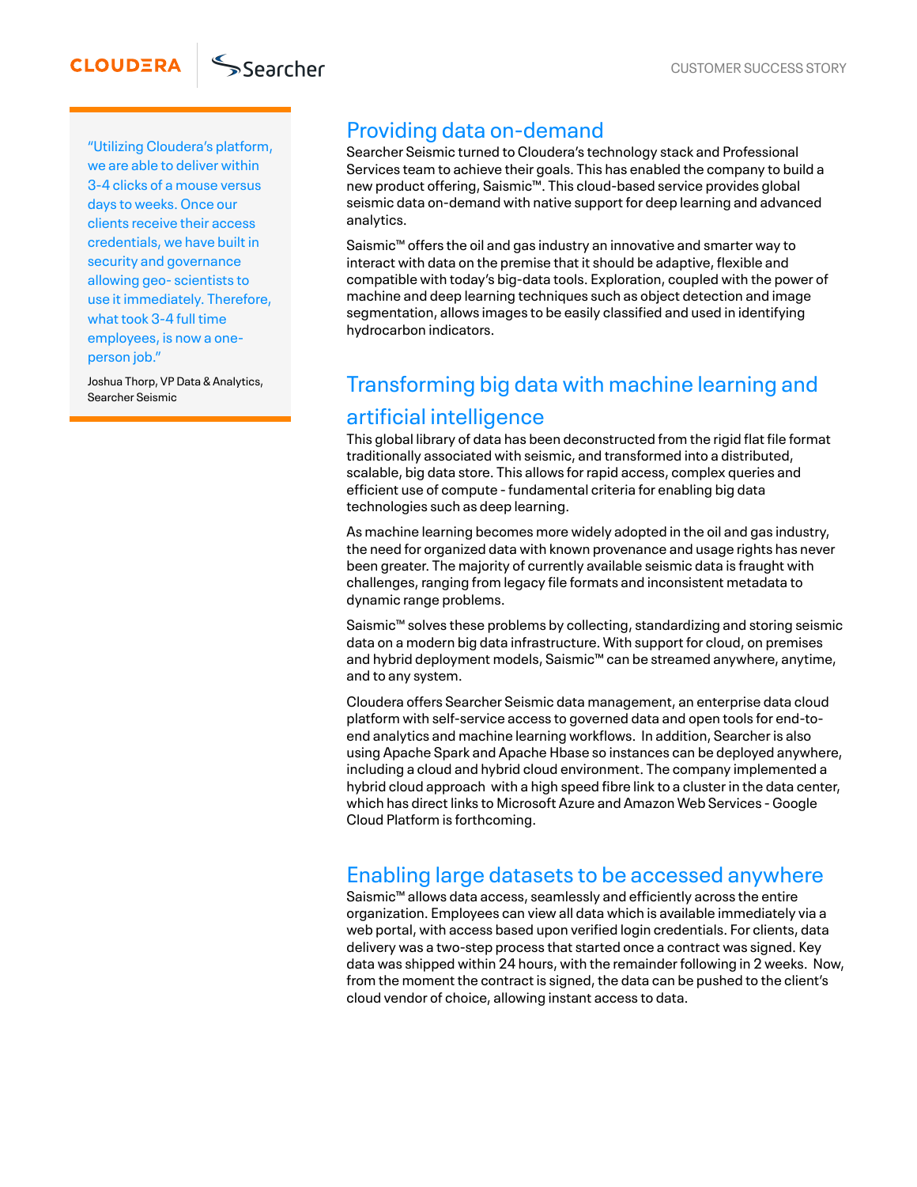> "Utilizing Cloudera's platform, we are able to deliver within 3-4 clicks of a mouse versus days to weeks. Once our clients receive their access credentials, we have built in security and governance allowing geo- scientists to use it immediately. Therefore, what took 3-4 full time employees, is now a one-person job."
>
> Joshua Thorp, VP Data & Analytics, Searcher Seismic

## Providing data on-demand

Searcher Seismic turned to Cloudera's technology stack and Professional Services team to achieve their goals. This has enabled the company to build a new product offering, Saismic™. This cloud-based service provides global seismic data on-demand with native support for deep learning and advanced analytics.

Saismic™ offers the oil and gas industry an innovative and smarter way to interact with data on the premise that it should be adaptive, flexible and compatible with today's big-data tools. Exploration, coupled with the power of machine and deep learning techniques such as object detection and image segmentation, allows images to be easily classified and used in identifying hydrocarbon indicators.

## Transforming big data with machine learning and artificial intelligence

This global library of data has been deconstructed from the rigid flat file format traditionally associated with seismic, and transformed into a distributed, scalable, big data store. This allows for rapid access, complex queries and efficient use of compute - fundamental criteria for enabling big data technologies such as deep learning.

As machine learning becomes more widely adopted in the oil and gas industry, the need for organized data with known provenance and usage rights has never been greater. The majority of currently available seismic data is fraught with challenges, ranging from legacy file formats and inconsistent metadata to dynamic range problems.

Saismic™ solves these problems by collecting, standardizing and storing seismic data on a modern big data infrastructure. With support for cloud, on premises and hybrid deployment models, Saismic™ can be streamed anywhere, anytime, and to any system.

Cloudera offers Searcher Seismic data management, an enterprise data cloud platform with self-service access to governed data and open tools for end-to-end analytics and machine learning workflows. In addition, Searcher is also using Apache Spark and Apache Hbase so instances can be deployed anywhere, including a cloud and hybrid cloud environment. The company implemented a hybrid cloud approach with a high speed fibre link to a cluster in the data center, which has direct links to Microsoft Azure and Amazon Web Services - Google Cloud Platform is forthcoming.

## Enabling large datasets to be accessed anywhere

Saismic™ allows data access, seamlessly and efficiently across the entire organization. Employees can view all data which is available immediately via a web portal, with access based upon verified login credentials. For clients, data delivery was a two-step process that started once a contract was signed. Key data was shipped within 24 hours, with the remainder following in 2 weeks. Now, from the moment the contract is signed, the data can be pushed to the client's cloud vendor of choice, allowing instant access to data.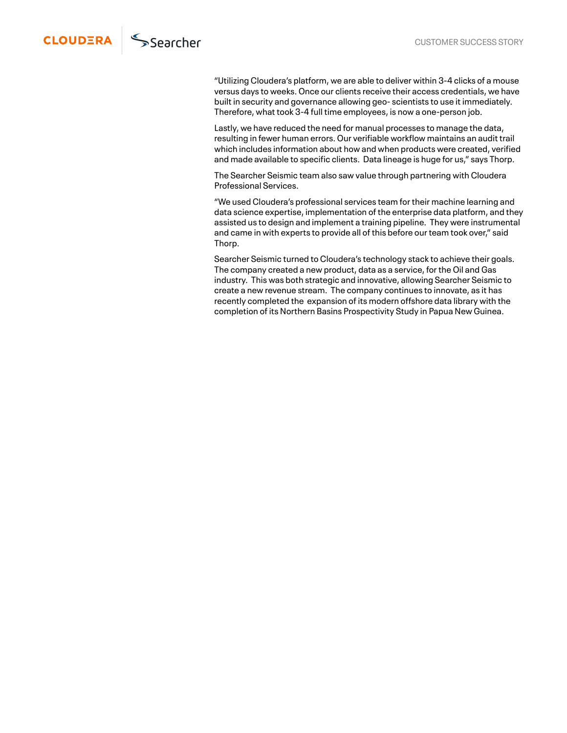"Utilizing Cloudera's platform, we are able to deliver within 3-4 clicks of a mouse versus days to weeks. Once our clients receive their access credentials, we have built in security and governance allowing geo- scientists to use it immediately. Therefore, what took 3-4 full time employees, is now a one-person job.

Lastly, we have reduced the need for manual processes to manage the data, resulting in fewer human errors. Our verifiable workflow maintains an audit trail which includes information about how and when products were created, verified and made available to specific clients. Data lineage is huge for us," says Thorp.

The Searcher Seismic team also saw value through partnering with Cloudera Professional Services.

"We used Cloudera's professional services team for their machine learning and data science expertise, implementation of the enterprise data platform, and they assisted us to design and implement a training pipeline. They were instrumental and came in with experts to provide all of this before our team took over," said Thorp.

Searcher Seismic turned to Cloudera's technology stack to achieve their goals. The company created a new product, data as a service, for the Oil and Gas industry. This was both strategic and innovative, allowing Searcher Seismic to create a new revenue stream. The company continues to innovate, as it has recently completed the expansion of its modern offshore data library with the completion of its Northern Basins Prospectivity Study in Papua New Guinea.